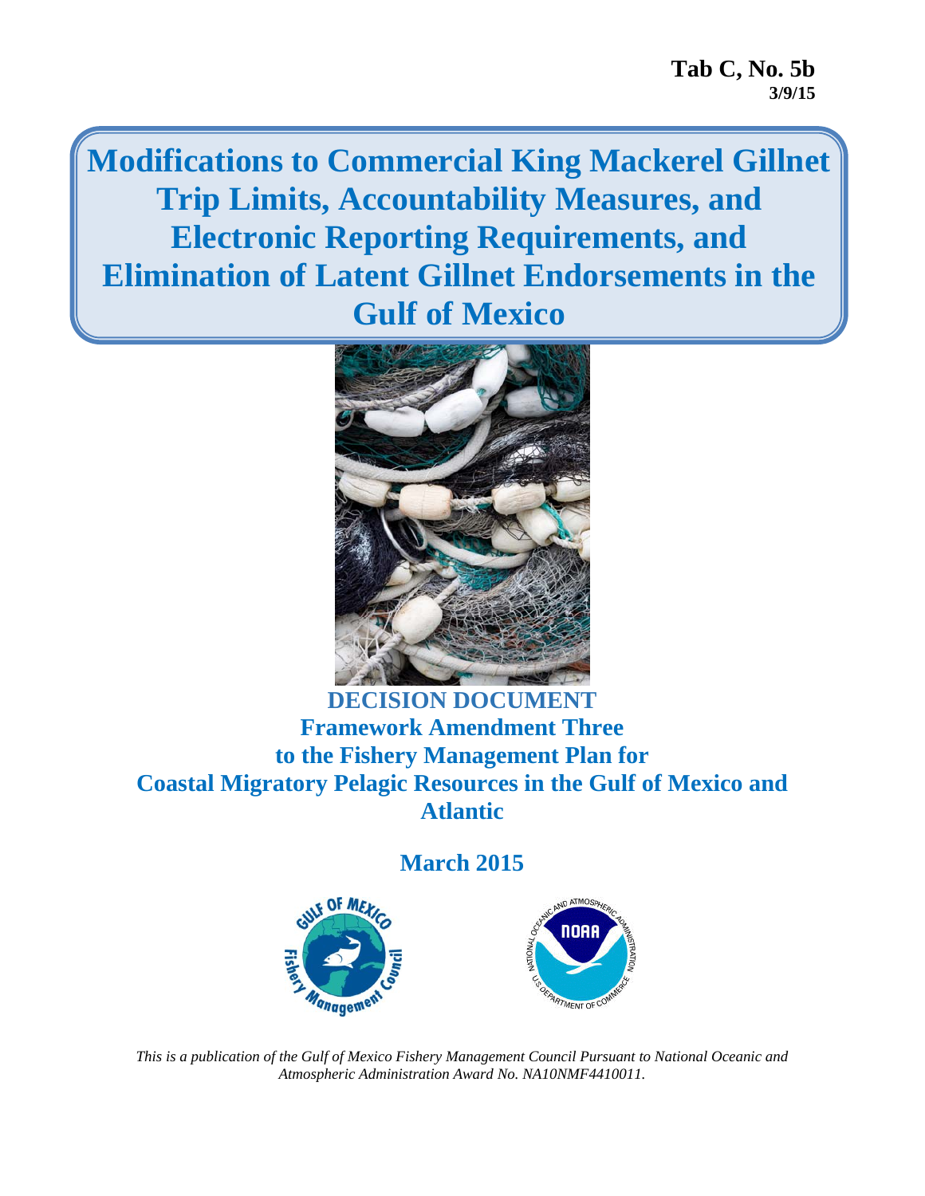**Tab C, No. 5b**
**3/9/15**

# Modifications to Commercial King Mackerel Gillnet Trip Limits, Accountability Measures, and Electronic Reporting Requirements, and Elimination of Latent Gillnet Endorsements in the Gulf of Mexico

**DECISION DOCUMENT**
**Framework Amendment Three**
**to the Fishery Management Plan for**
**Coastal Migratory Pelagic Resources in the Gulf of Mexico and Atlantic**

**March 2015**

*This is a publication of the Gulf of Mexico Fishery Management Council Pursuant to National Oceanic and Atmospheric Administration Award No. NA10NMF4410011.*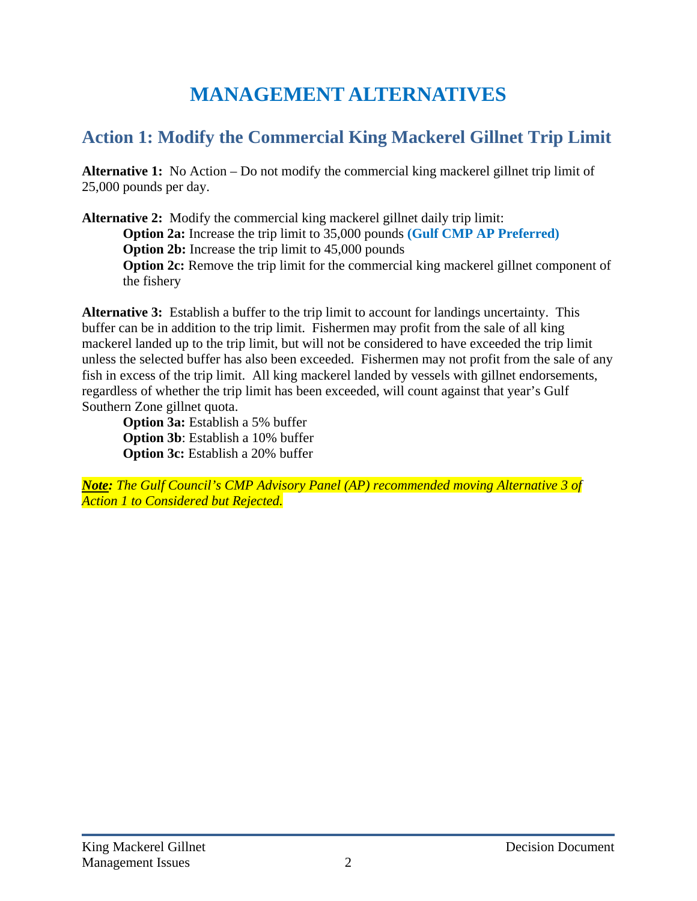# MANAGEMENT ALTERNATIVES

## Action 1: Modify the Commercial King Mackerel Gillnet Trip Limit

**Alternative 1:** No Action – Do not modify the commercial king mackerel gillnet trip limit of 25,000 pounds per day.

**Alternative 2:** Modify the commercial king mackerel gillnet daily trip limit:

- **Option 2a:** Increase the trip limit to 35,000 pounds **(Gulf CMP AP Preferred)**
- **Option 2b:** Increase the trip limit to 45,000 pounds
- **Option 2c:** Remove the trip limit for the commercial king mackerel gillnet component of the fishery

**Alternative 3:** Establish a buffer to the trip limit to account for landings uncertainty. This buffer can be in addition to the trip limit. Fishermen may profit from the sale of all king mackerel landed up to the trip limit, but will not be considered to have exceeded the trip limit unless the selected buffer has also been exceeded. Fishermen may not profit from the sale of any fish in excess of the trip limit. All king mackerel landed by vessels with gillnet endorsements, regardless of whether the trip limit has been exceeded, will count against that year's Gulf Southern Zone gillnet quota.

- **Option 3a:** Establish a 5% buffer
- **Option 3b**: Establish a 10% buffer
- **Option 3c:** Establish a 20% buffer

***Note:*** *The Gulf Council's CMP Advisory Panel (AP) recommended moving Alternative 3 of Action 1 to Considered but Rejected.*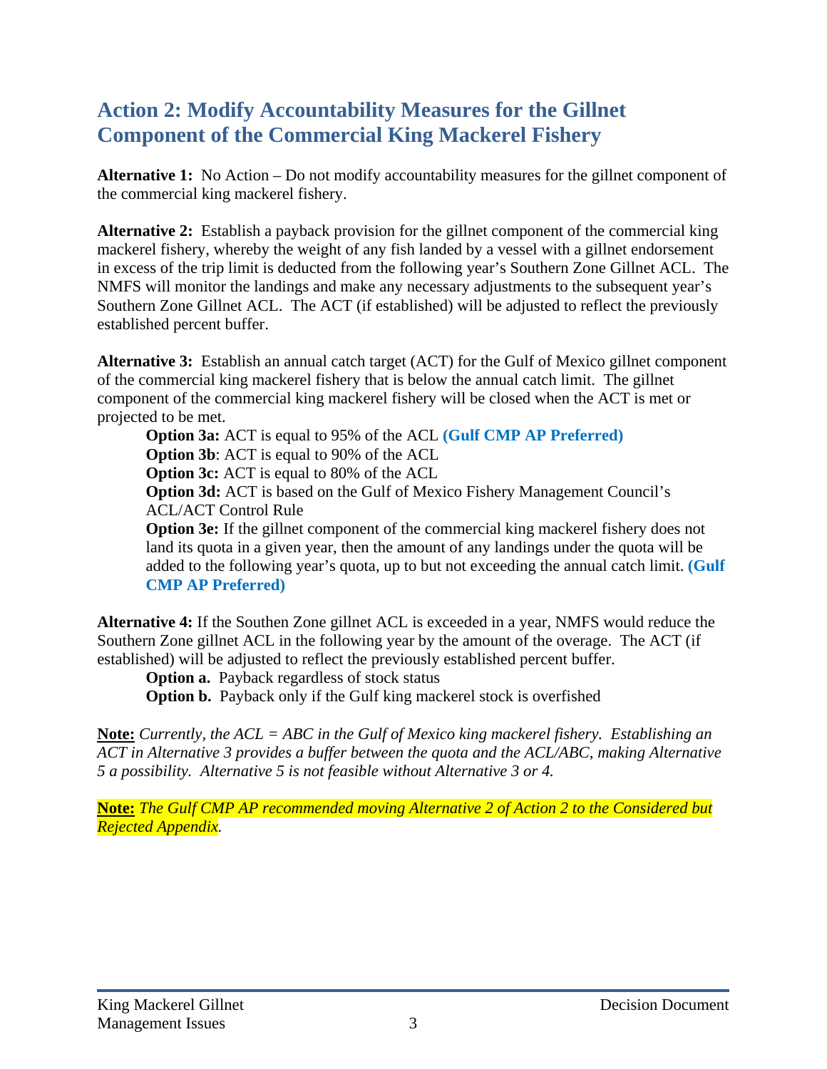## Action 2: Modify Accountability Measures for the Gillnet Component of the Commercial King Mackerel Fishery

**Alternative 1:** No Action – Do not modify accountability measures for the gillnet component of the commercial king mackerel fishery.

**Alternative 2:** Establish a payback provision for the gillnet component of the commercial king mackerel fishery, whereby the weight of any fish landed by a vessel with a gillnet endorsement in excess of the trip limit is deducted from the following year's Southern Zone Gillnet ACL. The NMFS will monitor the landings and make any necessary adjustments to the subsequent year's Southern Zone Gillnet ACL. The ACT (if established) will be adjusted to reflect the previously established percent buffer.

**Alternative 3:** Establish an annual catch target (ACT) for the Gulf of Mexico gillnet component of the commercial king mackerel fishery that is below the annual catch limit. The gillnet component of the commercial king mackerel fishery will be closed when the ACT is met or projected to be met.

> **Option 3a:** ACT is equal to 95% of the ACL **(Gulf CMP AP Preferred)**
> **Option 3b**: ACT is equal to 90% of the ACL
> **Option 3c:** ACT is equal to 80% of the ACL
> **Option 3d:** ACT is based on the Gulf of Mexico Fishery Management Council's ACL/ACT Control Rule
> **Option 3e:** If the gillnet component of the commercial king mackerel fishery does not land its quota in a given year, then the amount of any landings under the quota will be added to the following year's quota, up to but not exceeding the annual catch limit. **(Gulf CMP AP Preferred)**

**Alternative 4:** If the Southen Zone gillnet ACL is exceeded in a year, NMFS would reduce the Southern Zone gillnet ACL in the following year by the amount of the overage. The ACT (if established) will be adjusted to reflect the previously established percent buffer.

> **Option a.** Payback regardless of stock status
> **Option b.** Payback only if the Gulf king mackerel stock is overfished

**Note:** *Currently, the ACL = ABC in the Gulf of Mexico king mackerel fishery. Establishing an ACT in Alternative 3 provides a buffer between the quota and the ACL/ABC, making Alternative 5 a possibility. Alternative 5 is not feasible without Alternative 3 or 4.*

**Note:** *The Gulf CMP AP recommended moving Alternative 2 of Action 2 to the Considered but Rejected Appendix.*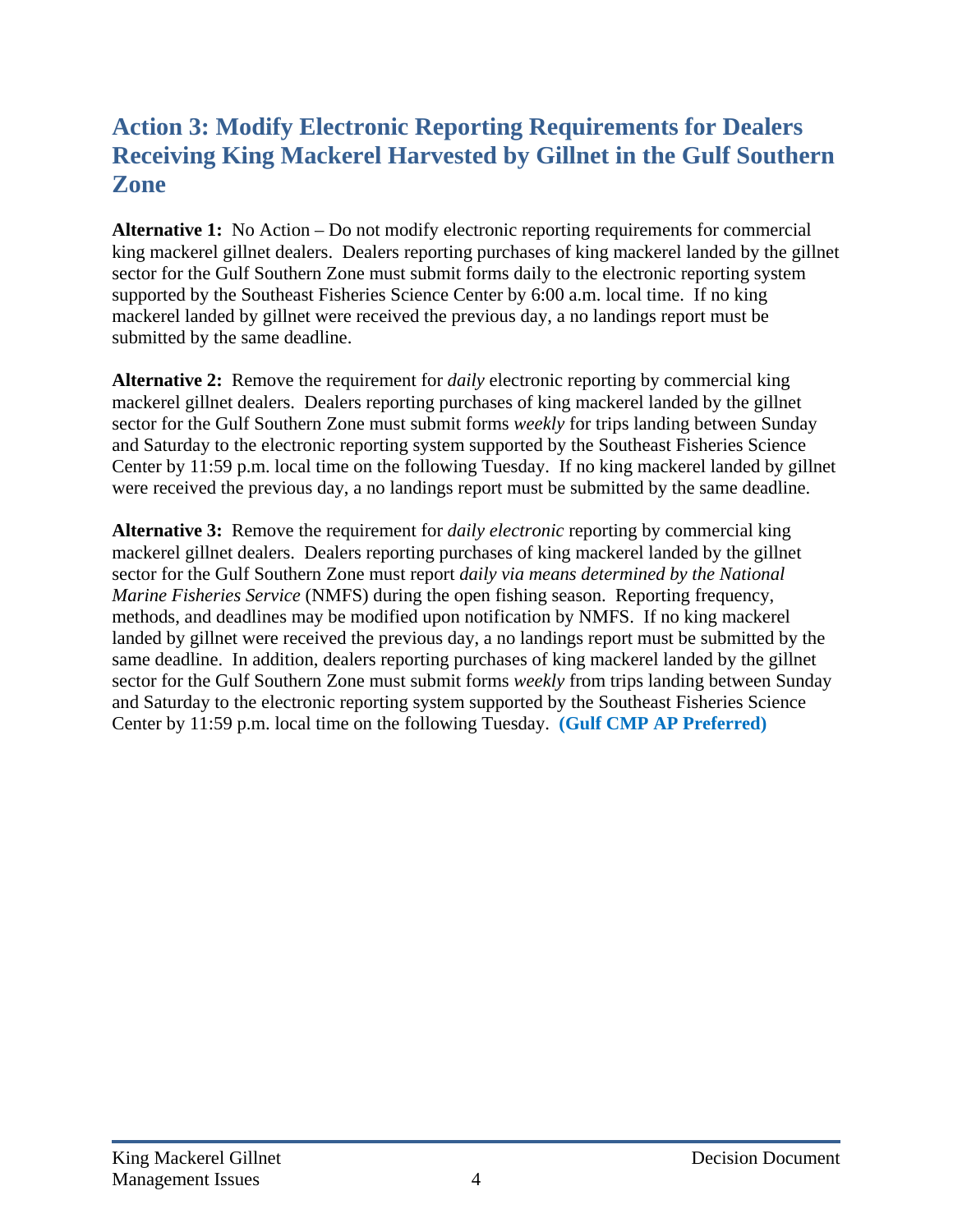## Action 3: Modify Electronic Reporting Requirements for Dealers Receiving King Mackerel Harvested by Gillnet in the Gulf Southern Zone

**Alternative 1:** No Action – Do not modify electronic reporting requirements for commercial king mackerel gillnet dealers. Dealers reporting purchases of king mackerel landed by the gillnet sector for the Gulf Southern Zone must submit forms daily to the electronic reporting system supported by the Southeast Fisheries Science Center by 6:00 a.m. local time. If no king mackerel landed by gillnet were received the previous day, a no landings report must be submitted by the same deadline.

**Alternative 2:** Remove the requirement for *daily* electronic reporting by commercial king mackerel gillnet dealers. Dealers reporting purchases of king mackerel landed by the gillnet sector for the Gulf Southern Zone must submit forms *weekly* for trips landing between Sunday and Saturday to the electronic reporting system supported by the Southeast Fisheries Science Center by 11:59 p.m. local time on the following Tuesday. If no king mackerel landed by gillnet were received the previous day, a no landings report must be submitted by the same deadline.

**Alternative 3:** Remove the requirement for *daily electronic* reporting by commercial king mackerel gillnet dealers. Dealers reporting purchases of king mackerel landed by the gillnet sector for the Gulf Southern Zone must report *daily via means determined by the National Marine Fisheries Service* (NMFS) during the open fishing season. Reporting frequency, methods, and deadlines may be modified upon notification by NMFS. If no king mackerel landed by gillnet were received the previous day, a no landings report must be submitted by the same deadline. In addition, dealers reporting purchases of king mackerel landed by the gillnet sector for the Gulf Southern Zone must submit forms *weekly* from trips landing between Sunday and Saturday to the electronic reporting system supported by the Southeast Fisheries Science Center by 11:59 p.m. local time on the following Tuesday. **(Gulf CMP AP Preferred)**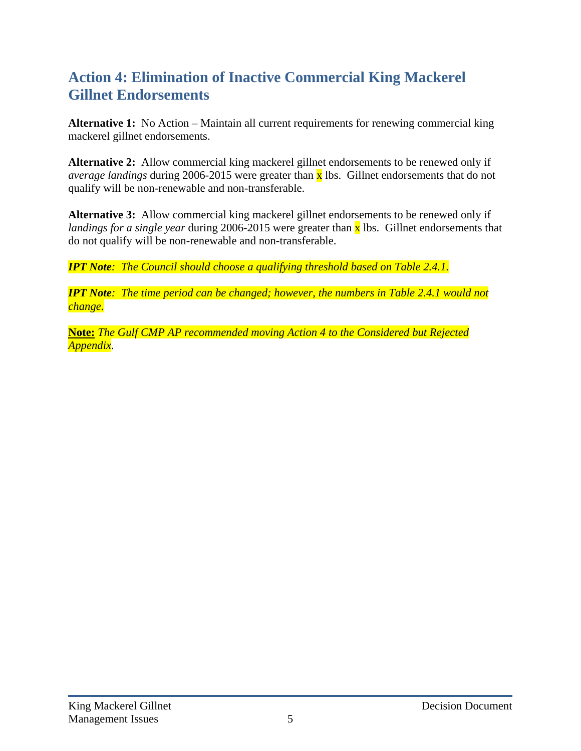## Action 4: Elimination of Inactive Commercial King Mackerel Gillnet Endorsements

**Alternative 1:** No Action – Maintain all current requirements for renewing commercial king mackerel gillnet endorsements.

**Alternative 2:** Allow commercial king mackerel gillnet endorsements to be renewed only if *average landings* during 2006-2015 were greater than x lbs. Gillnet endorsements that do not qualify will be non-renewable and non-transferable.

**Alternative 3:** Allow commercial king mackerel gillnet endorsements to be renewed only if *landings for a single year* during 2006-2015 were greater than x lbs. Gillnet endorsements that do not qualify will be non-renewable and non-transferable.

***IPT Note**: The Council should choose a qualifying threshold based on Table 2.4.1.*

***IPT Note**: The time period can be changed; however, the numbers in Table 2.4.1 would not change.*

**Note:** *The Gulf CMP AP recommended moving Action 4 to the Considered but Rejected Appendix.*